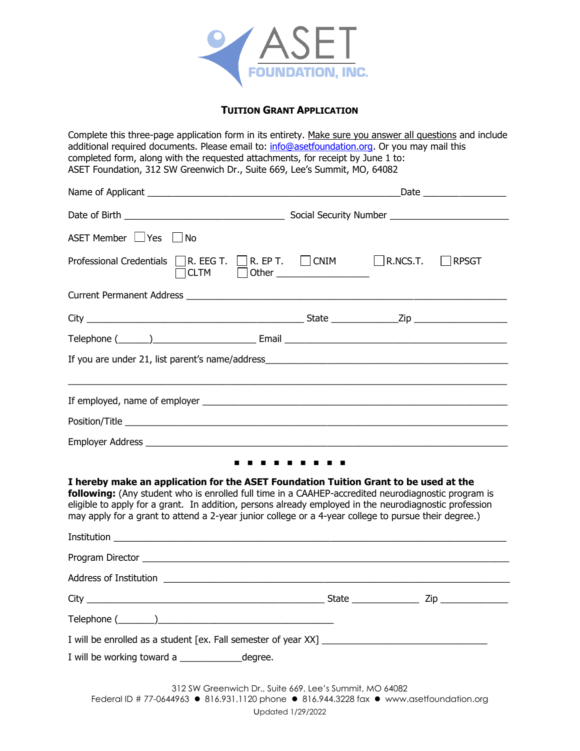ASET

FOUNDATION, INC.

## TUITION GRANT APPLICATION

Complete this three-page application form in its entirety. Make sure you answer all questions and include additional required documents. Please email to: info@asetfoundation.org. Or you may mail this completed form, along with the requested attachments, for receipt by June 1 to:
ASET Foundation, 312 SW Greenwich Dr., Suite 669, Lee's Summit, MO, 64082

Name of Applicant ______________________________________________ Date _______________

Date of Birth _____________________________ Social Security Number _____________________

ASET Member ☐ Yes ☐ No

Professional Credentials ☐ R. EEG T. ☐ R. EP T. ☐ CNIM ☐ R.NCS.T. ☐ RPSGT ☐ CLTM ☐ Other _________________

Current Permanent Address ___________________________________________________________

City ________________________________________ State ____________Zip _________________

Telephone (______)___________________ Email ________________________________________

If you are under 21, list parent's name/address___________________________________________

_____________________________________________________________________________

If employed, name of employer _______________________________________________________

Position/Title ____________________________________________________________________

Employer Address _________________________________________________________________

■ ■ ■ ■ ■ ■ ■ ■ ■

**I hereby make an application for the ASET Foundation Tuition Grant to be used at the following:** (Any student who is enrolled full time in a CAAHEP-accredited neurodiagnostic program is eligible to apply for a grant. In addition, persons already employed in the neurodiagnostic profession may apply for a grant to attend a 2-year junior college or a 4-year college to pursue their degree.)

Institution ______________________________________________________________________

Program Director _________________________________________________________________

Address of Institution ______________________________________________________________

City ___________________________________________ State ____________ Zip ____________

Telephone (_______)________________________________

I will be enrolled as a student [ex. Fall semester of year XX] ______________________________

I will be working toward a ___________degree.

312 SW Greenwich Dr., Suite 669, Lee's Summit, MO 64082
Federal ID # 77-0644963 ● 816.931.1120 phone ● 816.944.3228 fax ● www.asetfoundation.org
Updated 1/29/2022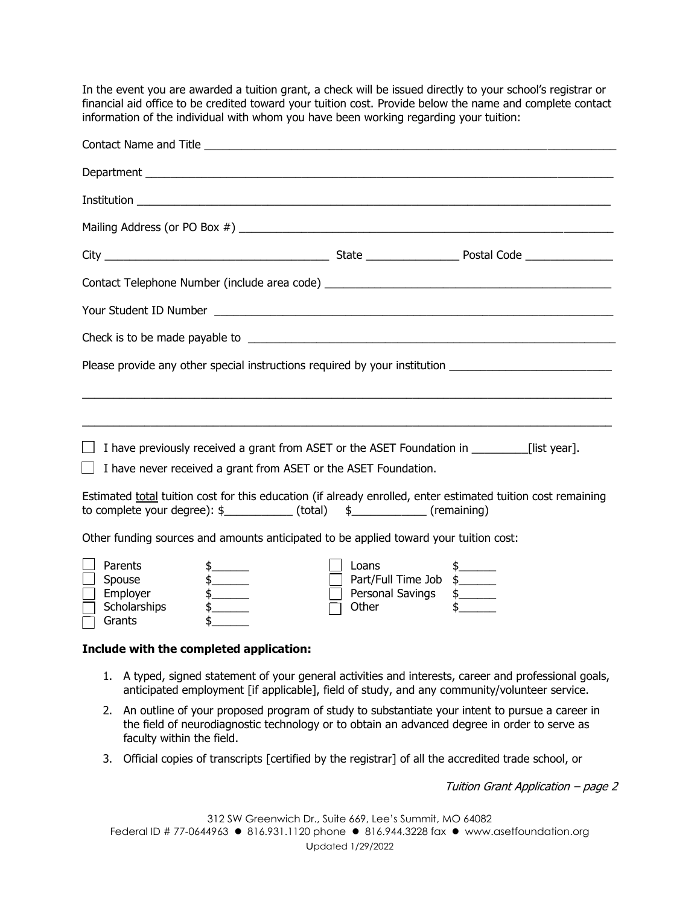In the event you are awarded a tuition grant, a check will be issued directly to your school's registrar or financial aid office to be credited toward your tuition cost. Provide below the name and complete contact information of the individual with whom you have been working regarding your tuition:

Contact Name and Title ______________________________________________________________

Department ________________________________________________________________

Institution ________________________________________________________________

Mailing Address (or PO Box #) ______________________________________________

City ______________________________ State ______________ Postal Code ______________

Contact Telephone Number (include area code) ________________________________

Your Student ID Number ______________________________________________________

Check is to be made payable to _____________________________________________

Please provide any other special instructions required by your institution ________________________

________________________________________________________________________________

________________________________________________________________________________

☐ I have previously received a grant from ASET or the ASET Foundation in _________[list year].

☐ I have never received a grant from ASET or the ASET Foundation.

Estimated <u>total</u> tuition cost for this education (if already enrolled, enter estimated tuition cost remaining to complete your degree): $___________ (total) $____________ (remaining)

Other funding sources and amounts anticipated to be applied toward your tuition cost:

| | | | |
|---|---|---|---|
| ☐ Parents | $______ | ☐ Loans | $______ |
| ☐ Spouse | $______ | ☐ Part/Full Time Job | $______ |
| ☐ Employer | $______ | ☐ Personal Savings | $______ |
| ☐ Scholarships | $______ | ☐ Other | $______ |
| ☐ Grants | $______ | | |

**Include with the completed application:**

1. A typed, signed statement of your general activities and interests, career and professional goals, anticipated employment [if applicable], field of study, and any community/volunteer service.
2. An outline of your proposed program of study to substantiate your intent to pursue a career in the field of neurodiagnostic technology or to obtain an advanced degree in order to serve as faculty within the field.
3. Official copies of transcripts [certified by the registrar] of all the accredited trade school, or

*Tuition Grant Application – page 2*

312 SW Greenwich Dr., Suite 669, Lee's Summit, MO 64082
Federal ID # 77-0644963 ● 816.931.1120 phone ● 816.944.3228 fax ● www.asetfoundation.org
Updated 1/29/2022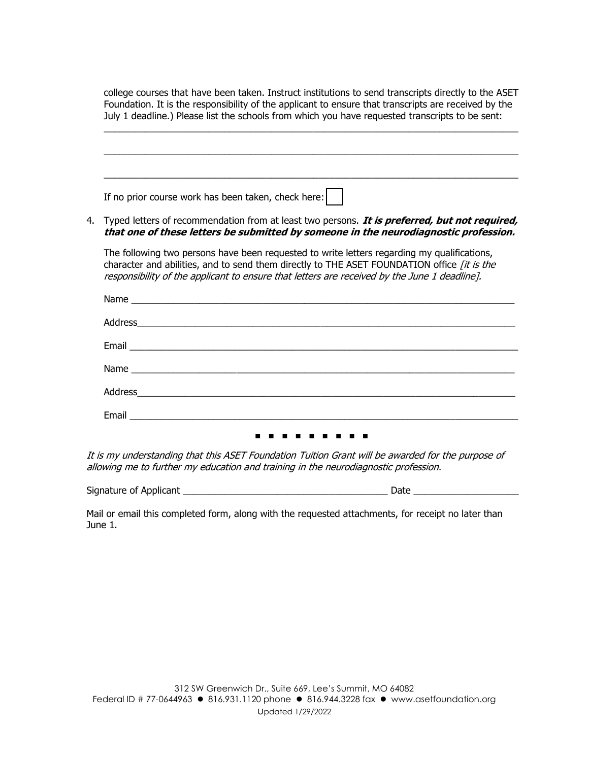college courses that have been taken. Instruct institutions to send transcripts directly to the ASET Foundation. It is the responsibility of the applicant to ensure that transcripts are received by the July 1 deadline.) Please list the schools from which you have requested transcripts to be sent:

___________________________________________________________________________

___________________________________________________________________________

___________________________________________________________________________

If no prior course work has been taken, check here: ☐

4. Typed letters of recommendation from at least two persons. ***It is preferred, but not required, that one of these letters be submitted by someone in the neurodiagnostic profession.***

   The following two persons have been requested to write letters regarding my qualifications, character and abilities, and to send them directly to THE ASET FOUNDATION office *[it is the responsibility of the applicant to ensure that letters are received by the June 1 deadline].*

   Name ______________________________________________________________________

   Address____________________________________________________________________

   Email ______________________________________________________________________

   Name ______________________________________________________________________

   Address____________________________________________________________________

   Email ______________________________________________________________________

■ ■ ■ ■ ■ ■ ■ ■ ■ ■

*It is my understanding that this ASET Foundation Tuition Grant will be awarded for the purpose of allowing me to further my education and training in the neurodiagnostic profession.*

Signature of Applicant ________________________________________ Date ____________________

Mail or email this completed form, along with the requested attachments, for receipt no later than June 1.

312 SW Greenwich Dr., Suite 669, Lee's Summit, MO 64082
Federal ID # 77-0644963 ● 816.931.1120 phone ● 816.944.3228 fax ● www.asetfoundation.org
Updated 1/29/2022